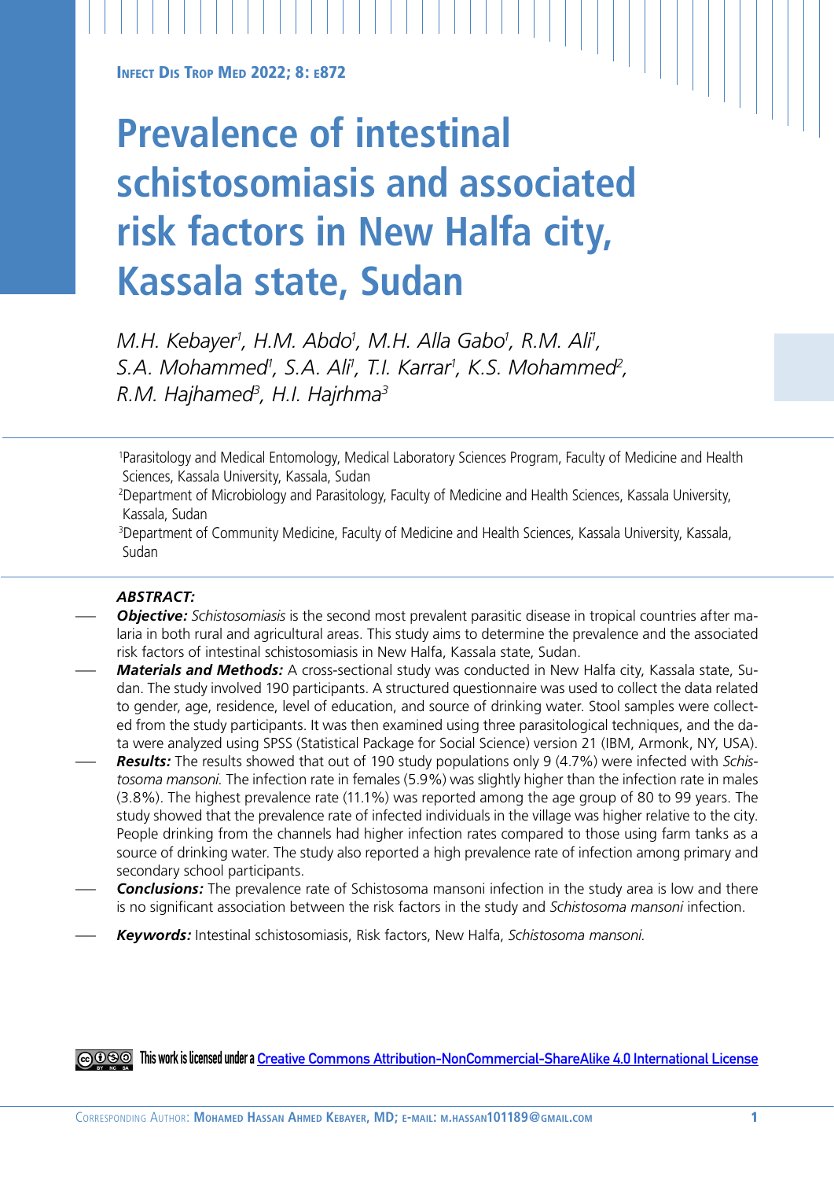# Prevalence of intestinal schistosomiasis and associated risk factors in New Halfa city, Kassala state, Sudan

*M.H. Kebayer[1], H.M. Abdo[1], M.H. Alla Gabo[1], R.M. Ali[1], S.A. Mohammed[1], S.A. Ali[1], T.I. Karrar[1], K.S. Mohammed[2], R.M. Hajhamed[3], H.I. Hajrhma[3]*

[1]Parasitology and Medical Entomology, Medical Laboratory Sciences Program, Faculty of Medicine and Health Sciences, Kassala University, Kassala, Sudan

[2]Department of Microbiology and Parasitology, Faculty of Medicine and Health Sciences, Kassala University, Kassala, Sudan

[3]Department of Community Medicine, Faculty of Medicine and Health Sciences, Kassala University, Kassala, Sudan

***ABSTRACT:***

– ***Objective:*** *Schistosomiasis* is the second most prevalent parasitic disease in tropical countries after malaria in both rural and agricultural areas. This study aims to determine the prevalence and the associated risk factors of intestinal schistosomiasis in New Halfa, Kassala state, Sudan.

– ***Materials and Methods:*** A cross-sectional study was conducted in New Halfa city, Kassala state, Sudan. The study involved 190 participants. A structured questionnaire was used to collect the data related to gender, age, residence, level of education, and source of drinking water. Stool samples were collected from the study participants. It was then examined using three parasitological techniques, and the data were analyzed using SPSS (Statistical Package for Social Science) version 21 (IBM, Armonk, NY, USA).

– ***Results:*** The results showed that out of 190 study populations only 9 (4.7%) were infected with *Schistosoma mansoni*. The infection rate in females (5.9%) was slightly higher than the infection rate in males (3.8%). The highest prevalence rate (11.1%) was reported among the age group of 80 to 99 years. The study showed that the prevalence rate of infected individuals in the village was higher relative to the city. People drinking from the channels had higher infection rates compared to those using farm tanks as a source of drinking water. The study also reported a high prevalence rate of infection among primary and secondary school participants.

– ***Conclusions:*** The prevalence rate of Schistosoma mansoni infection in the study area is low and there is no significant association between the risk factors in the study and *Schistosoma mansoni* infection.

– ***Keywords:*** Intestinal schistosomiasis, Risk factors, New Halfa, *Schistosoma mansoni.*

This work is licensed under a Creative Commons Attribution-NonCommercial-ShareAlike 4.0 International License

Corresponding Author: Mohamed Hassan Ahmed Kebayer, MD; e-mail: m.hassan101189@gmail.com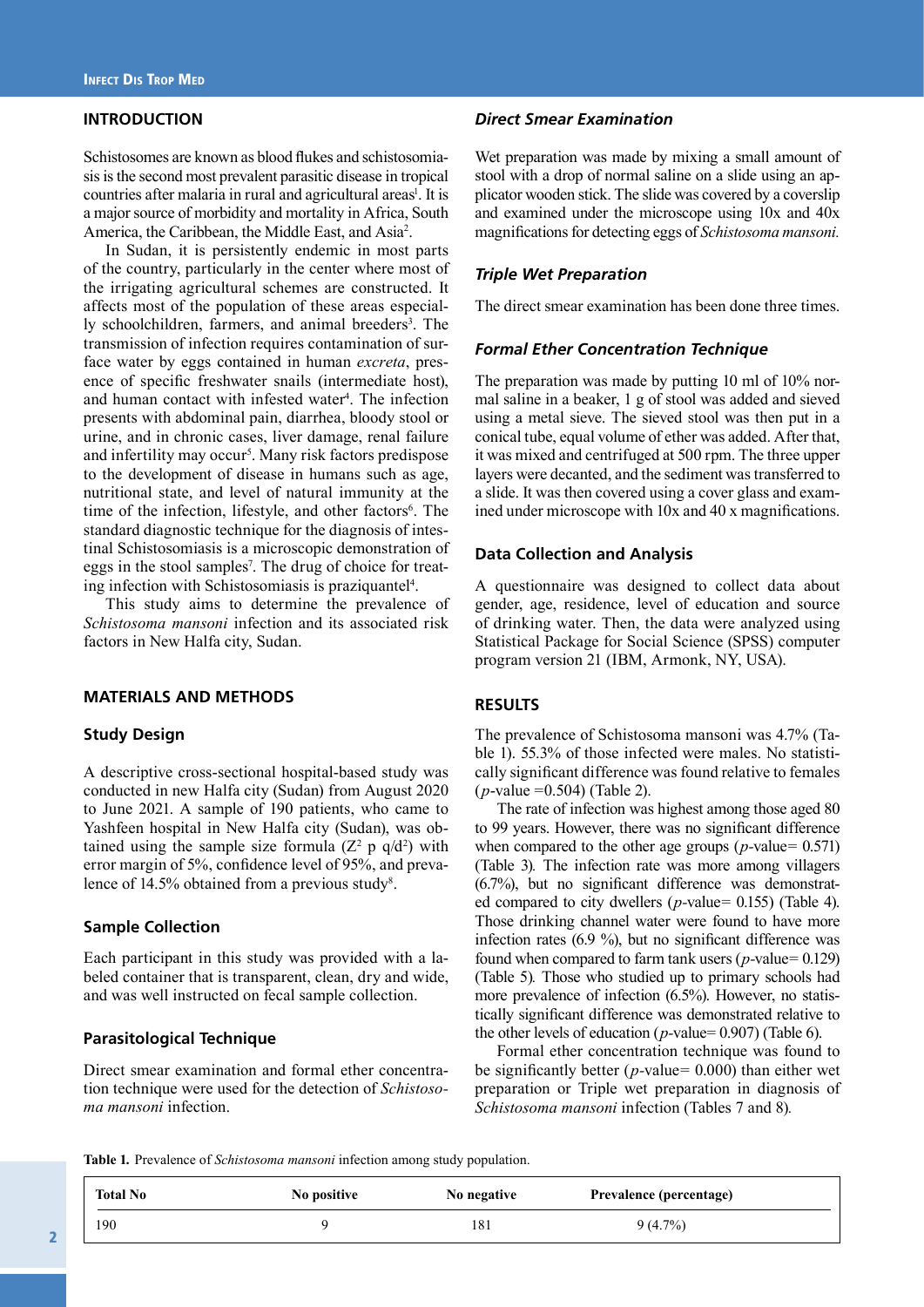## INTRODUCTION

Schistosomes are known as blood flukes and schistosomiasis is the second most prevalent parasitic disease in tropical countries after malaria in rural and agricultural areas[1]. It is a major source of morbidity and mortality in Africa, South America, the Caribbean, the Middle East, and Asia[2].

In Sudan, it is persistently endemic in most parts of the country, particularly in the center where most of the irrigating agricultural schemes are constructed. It affects most of the population of these areas especially schoolchildren, farmers, and animal breeders[3]. The transmission of infection requires contamination of surface water by eggs contained in human *excreta*, presence of specific freshwater snails (intermediate host), and human contact with infested water[4]. The infection presents with abdominal pain, diarrhea, bloody stool or urine, and in chronic cases, liver damage, renal failure and infertility may occur[5]. Many risk factors predispose to the development of disease in humans such as age, nutritional state, and level of natural immunity at the time of the infection, lifestyle, and other factors[6]. The standard diagnostic technique for the diagnosis of intestinal Schistosomiasis is a microscopic demonstration of eggs in the stool samples[7]. The drug of choice for treating infection with Schistosomiasis is praziquantel[4].

This study aims to determine the prevalence of *Schistosoma mansoni* infection and its associated risk factors in New Halfa city, Sudan.

## MATERIALS AND METHODS

### Study Design

A descriptive cross-sectional hospital-based study was conducted in new Halfa city (Sudan) from August 2020 to June 2021. A sample of 190 patients, who came to Yashfeen hospital in New Halfa city (Sudan), was obtained using the sample size formula ($Z^2$ p $q/d^2$) with error margin of 5%, confidence level of 95%, and prevalence of 14.5% obtained from a previous study[8].

### Sample Collection

Each participant in this study was provided with a labeled container that is transparent, clean, dry and wide, and was well instructed on fecal sample collection.

### Parasitological Technique

Direct smear examination and formal ether concentration technique were used for the detection of *Schistosoma mansoni* infection.

### *Direct Smear Examination*

Wet preparation was made by mixing a small amount of stool with a drop of normal saline on a slide using an applicator wooden stick. The slide was covered by a coverslip and examined under the microscope using 10x and 40x magnifications for detecting eggs of *Schistosoma mansoni.*

### *Triple Wet Preparation*

The direct smear examination has been done three times.

### *Formal Ether Concentration Technique*

The preparation was made by putting 10 ml of 10% normal saline in a beaker, 1 g of stool was added and sieved using a metal sieve. The sieved stool was then put in a conical tube, equal volume of ether was added. After that, it was mixed and centrifuged at 500 rpm. The three upper layers were decanted, and the sediment was transferred to a slide. It was then covered using a cover glass and examined under microscope with 10x and 40 x magnifications.

### Data Collection and Analysis

A questionnaire was designed to collect data about gender, age, residence, level of education and source of drinking water. Then, the data were analyzed using Statistical Package for Social Science (SPSS) computer program version 21 (IBM, Armonk, NY, USA).

## RESULTS

The prevalence of Schistosoma mansoni was 4.7% (Table 1). 55.3% of those infected were males. No statistically significant difference was found relative to females ($p$-value =0.504) (Table 2).

The rate of infection was highest among those aged 80 to 99 years. However, there was no significant difference when compared to the other age groups ($p$-value= 0.571) (Table 3). The infection rate was more among villagers (6.7%), but no significant difference was demonstrated compared to city dwellers ($p$-value= 0.155) (Table 4). Those drinking channel water were found to have more infection rates (6.9 %), but no significant difference was found when compared to farm tank users ($p$-value= 0.129) (Table 5). Those who studied up to primary schools had more prevalence of infection (6.5%). However, no statistically significant difference was demonstrated relative to the other levels of education ($p$-value= 0.907) (Table 6).

Formal ether concentration technique was found to be significantly better ($p$-value= 0.000) than either wet preparation or Triple wet preparation in diagnosis of *Schistosoma mansoni* infection (Tables 7 and 8).

**Table 1.** Prevalence of *Schistosoma mansoni* infection among study population.

| Total No | No positive | No negative | Prevalence (percentage) |
|---|---|---|---|
| 190 | 9 | 181 | 9 (4.7%) |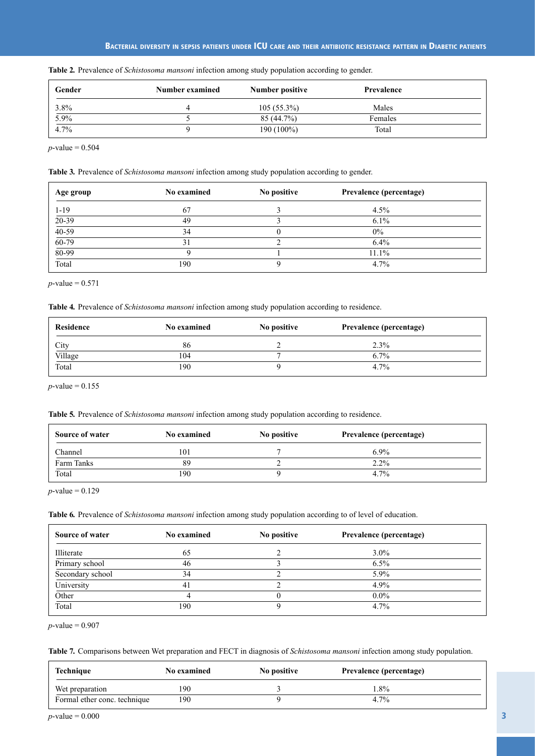**Table 2.** Prevalence of *Schistosoma mansoni* infection among study population according to gender.

| Gender | Number examined | Number positive | Prevalence |
|---|---|---|---|
| 3.8% | 4 | 105 (55.3%) | Males |
| 5.9% | 5 | 85 (44.7%) | Females |
| 4.7% | 9 | 190 (100%) | Total |

*p*-value = 0.504

**Table 3.** Prevalence of *Schistosoma mansoni* infection among study population according to gender.

| Age group | No examined | No positive | Prevalence (percentage) |
|---|---|---|---|
| 1-19 | 67 | 3 | 4.5% |
| 20-39 | 49 | 3 | 6.1% |
| 40-59 | 34 | 0 | 0% |
| 60-79 | 31 | 2 | 6.4% |
| 80-99 | 9 | 1 | 11.1% |
| Total | 190 | 9 | 4.7% |

*p*-value = 0.571

**Table 4.** Prevalence of *Schistosoma mansoni* infection among study population according to residence.

| Residence | No examined | No positive | Prevalence (percentage) |
|---|---|---|---|
| City | 86 | 2 | 2.3% |
| Village | 104 | 7 | 6.7% |
| Total | 190 | 9 | 4.7% |

*p*-value = 0.155

**Table 5.** Prevalence of *Schistosoma mansoni* infection among study population according to residence.

| Source of water | No examined | No positive | Prevalence (percentage) |
|---|---|---|---|
| Channel | 101 | 7 | 6.9% |
| Farm Tanks | 89 | 2 | 2.2% |
| Total | 190 | 9 | 4.7% |

*p*-value = 0.129

**Table 6.** Prevalence of *Schistosoma mansoni* infection among study population according to of level of education.

| Source of water | No examined | No positive | Prevalence (percentage) |
|---|---|---|---|
| Illiterate | 65 | 2 | 3.0% |
| Primary school | 46 | 3 | 6.5% |
| Secondary school | 34 | 2 | 5.9% |
| University | 41 | 2 | 4.9% |
| Other | 4 | 0 | 0.0% |
| Total | 190 | 9 | 4.7% |

*p*-value = 0.907

**Table 7.** Comparisons between Wet preparation and FECT in diagnosis of *Schistosoma mansoni* infection among study population.

| Technique | No examined | No positive | Prevalence (percentage) |
|---|---|---|---|
| Wet preparation | 190 | 3 | 1.8% |
| Formal ether conc. technique | 190 | 9 | 4.7% |

*p*-value = 0.000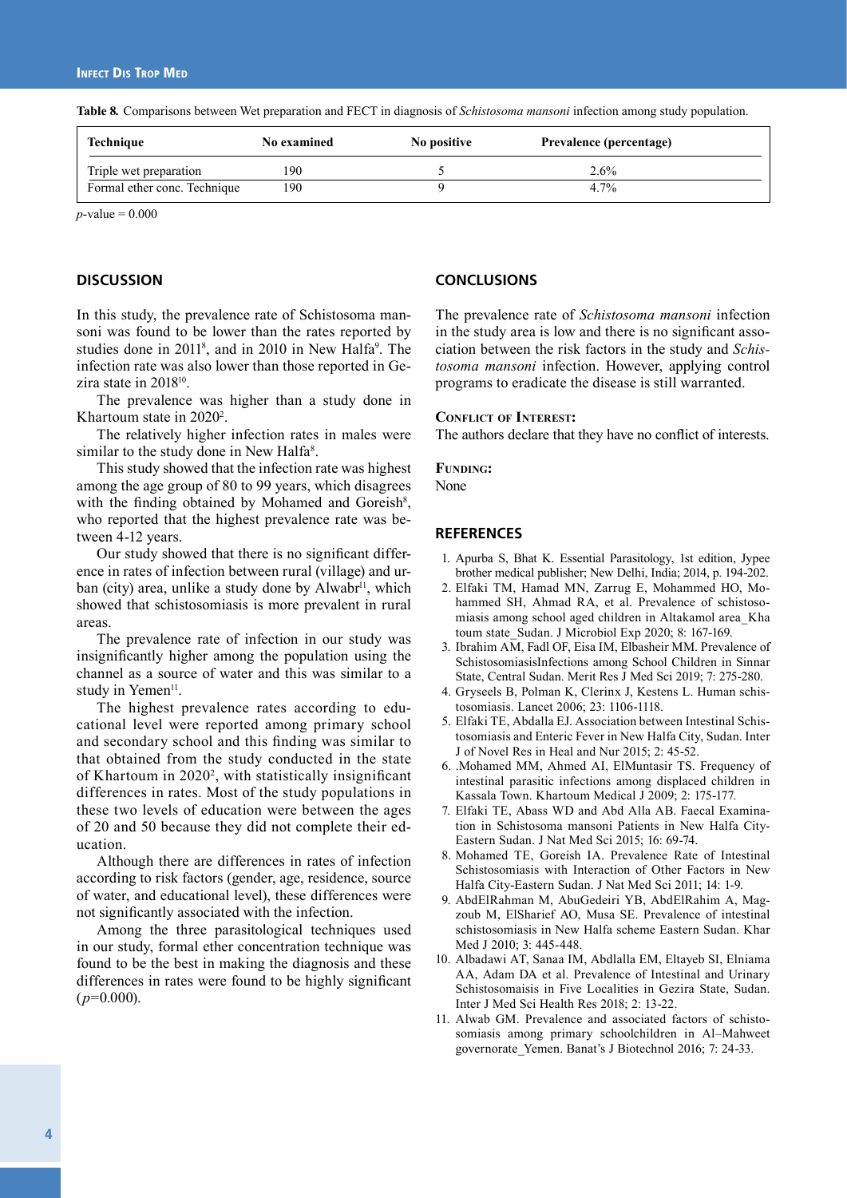**Table 8.** Comparisons between Wet preparation and FECT in diagnosis of *Schistosoma mansoni* infection among study population.

| Technique | No examined | No positive | Prevalence (percentage) |
|---|---|---|---|
| Triple wet preparation | 190 | 5 | 2.6% |
| Formal ether conc. Technique | 190 | 9 | 4.7% |

*p*-value = 0.000

## DISCUSSION

In this study, the prevalence rate of Schistosoma mansoni was found to be lower than the rates reported by studies done in 2011[8], and in 2010 in New Halfa[9]. The infection rate was also lower than those reported in Gezira state in 2018[10].

The prevalence was higher than a study done in Khartoum state in 2020[2].

The relatively higher infection rates in males were similar to the study done in New Halfa[8].

This study showed that the infection rate was highest among the age group of 80 to 99 years, which disagrees with the finding obtained by Mohamed and Goreish[8], who reported that the highest prevalence rate was between 4-12 years.

Our study showed that there is no significant difference in rates of infection between rural (village) and urban (city) area, unlike a study done by Alwabr[11], which showed that schistosomiasis is more prevalent in rural areas.

The prevalence rate of infection in our study was insignificantly higher among the population using the channel as a source of water and this was similar to a study in Yemen[11].

The highest prevalence rates according to educational level were reported among primary school and secondary school and this finding was similar to that obtained from the study conducted in the state of Khartoum in 2020[2], with statistically insignificant differences in rates. Most of the study populations in these two levels of education were between the ages of 20 and 50 because they did not complete their education.

Although there are differences in rates of infection according to risk factors (gender, age, residence, source of water, and educational level), these differences were not significantly associated with the infection.

Among the three parasitological techniques used in our study, formal ether concentration technique was found to be the best in making the diagnosis and these differences in rates were found to be highly significant ($p$=0.000).

## CONCLUSIONS

The prevalence rate of *Schistosoma mansoni* infection in the study area is low and there is no significant association between the risk factors in the study and *Schistosoma mansoni* infection. However, applying control programs to eradicate the disease is still warranted.

**Conflict of Interest:**
The authors declare that they have no conflict of interests.

**Funding:**
None

## REFERENCES

1. Apurba S, Bhat K. Essential Parasitology, 1st edition, Jypee brother medical publisher; New Delhi, India; 2014, p. 194-202.
2. Elfaki TM, Hamad MN, Zarrug E, Mohammed HO, Mohammed SH, Ahmad RA, et al. Prevalence of schistosomiasis among school aged children in Altakamol area_Khatoum state_Sudan. J Microbiol Exp 2020; 8: 167-169.
3. Ibrahim AM, Fadl OF, Eisa IM, Elbasheir MM. Prevalence of SchistosomiasisInfections among School Children in Sinnar State, Central Sudan. Merit Res J Med Sci 2019; 7: 275-280.
4. Gryseels B, Polman K, Clerinx J, Kestens L. Human schistosomiasis. Lancet 2006; 23: 1106-1118.
5. Elfaki TE, Abdalla EJ. Association between Intestinal Schistosomiasis and Enteric Fever in New Halfa City, Sudan. Inter J of Novel Res in Heal and Nur 2015; 2: 45-52.
6. .Mohamed MM, Ahmed AI, ElMuntasir TS. Frequency of intestinal parasitic infections among displaced children in Kassala Town. Khartoum Medical J 2009; 2: 175-177.
7. Elfaki TE, Abass WD and Abd Alla AB. Faecal Examination in Schistosoma mansoni Patients in New Halfa City-Eastern Sudan. J Nat Med Sci 2015; 16: 69-74.
8. Mohamed TE, Goreish IA. Prevalence Rate of Intestinal Schistosomiasis with Interaction of Other Factors in New Halfa City-Eastern Sudan. J Nat Med Sci 2011; 14: 1-9.
9. AbdElRahman M, AbuGedeiri YB, AbdElRahim A, Magzoub M, ElSharief AO, Musa SE. Prevalence of intestinal schistosomiasis in New Halfa scheme Eastern Sudan. Khar Med J 2010; 3: 445-448.
10. Albadawi AT, Sanaa IM, Abdlalla EM, Eltayeb SI, Elniama AA, Adam DA et al. Prevalence of Intestinal and Urinary Schistosomaisis in Five Localities in Gezira State, Sudan. Inter J Med Sci Health Res 2018; 2: 13-22.
11. Alwab GM. Prevalence and associated factors of schistosomiasis among primary schoolchildren in Al–Mahweet governorate_Yemen. Banat's J Biotechnol 2016; 7: 24-33.